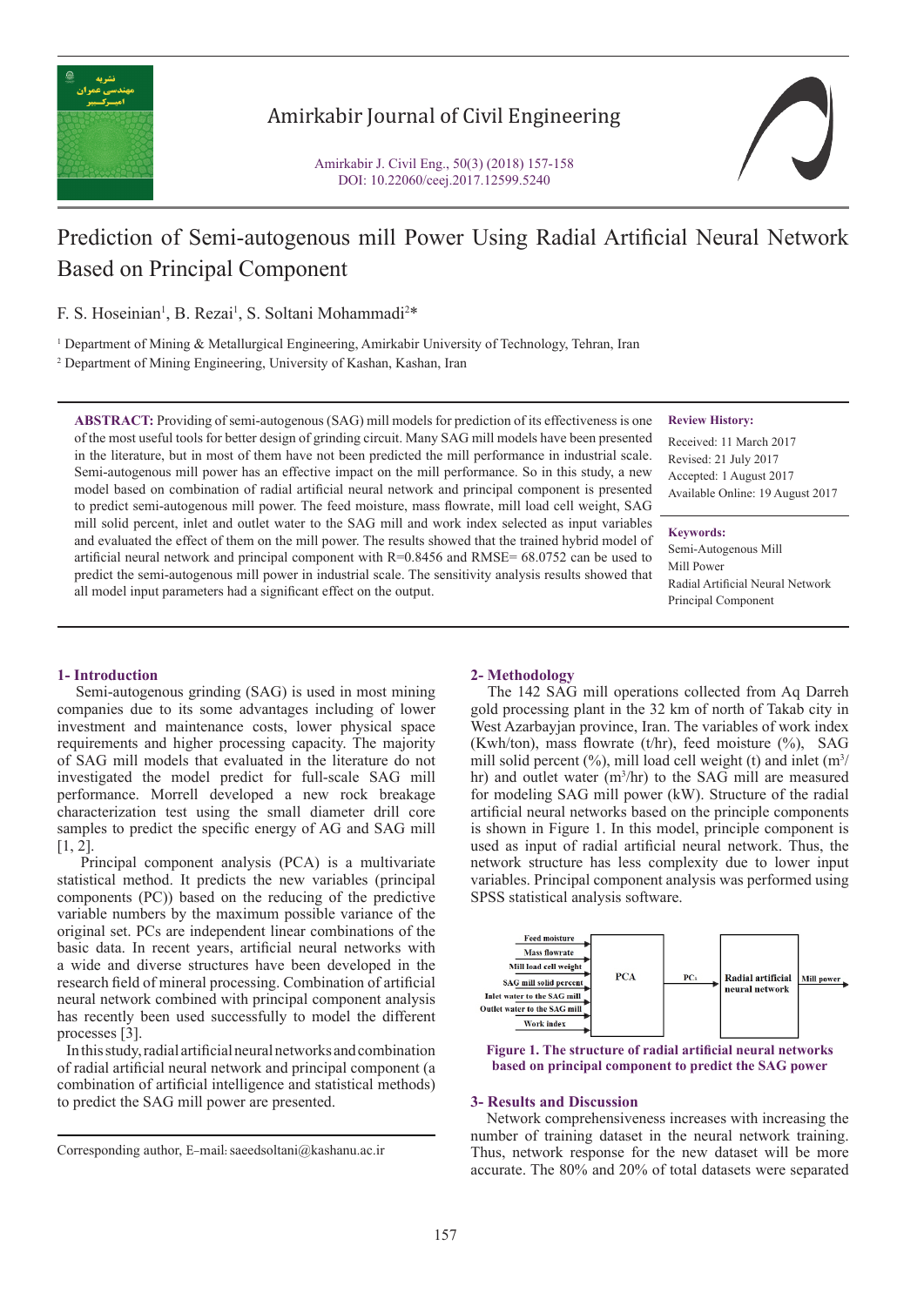# Prediction of Semi-autogenous mill Power Using Radial Artificial Neural Network Based on Principal Component

F. S. Hoseinian[1], B. Rezai[1], S. Soltani Mohammadi[2]*

[1] Department of Mining & Metallurgical Engineering, Amirkabir University of Technology, Tehran, Iran

[2] Department of Mining Engineering, University of Kashan, Kashan, Iran

**ABSTRACT:** Providing of semi-autogenous (SAG) mill models for prediction of its effectiveness is one of the most useful tools for better design of grinding circuit. Many SAG mill models have been presented in the literature, but in most of them have not been predicted the mill performance in industrial scale. Semi-autogenous mill power has an effective impact on the mill performance. So in this study, a new model based on combination of radial artificial neural network and principal component is presented to predict semi-autogenous mill power. The feed moisture, mass flowrate, mill load cell weight, SAG mill solid percent, inlet and outlet water to the SAG mill and work index selected as input variables and evaluated the effect of them on the mill power. The results showed that the trained hybrid model of artificial neural network and principal component with R=0.8456 and RMSE= 68.0752 can be used to predict the semi-autogenous mill power in industrial scale. The sensitivity analysis results showed that all model input parameters had a significant effect on the output.

**Review History:**

Received: 11 March 2017
Revised: 21 July 2017
Accepted: 1 August 2017
Available Online: 19 August 2017

**Keywords:**

Semi-Autogenous Mill
Mill Power
Radial Artificial Neural Network
Principal Component

## 1- Introduction

Semi-autogenous grinding (SAG) is used in most mining companies due to its some advantages including of lower investment and maintenance costs, lower physical space requirements and higher processing capacity. The majority of SAG mill models that evaluated in the literature do not investigated the model predict for full-scale SAG mill performance. Morrell developed a new rock breakage characterization test using the small diameter drill core samples to predict the specific energy of AG and SAG mill [1, 2].

Principal component analysis (PCA) is a multivariate statistical method. It predicts the new variables (principal components (PC)) based on the reducing of the predictive variable numbers by the maximum possible variance of the original set. PCs are independent linear combinations of the basic data. In recent years, artificial neural networks with a wide and diverse structures have been developed in the research field of mineral processing. Combination of artificial neural network combined with principal component analysis has recently been used successfully to model the different processes [3].

In this study, radial artificial neural networks and combination of radial artificial neural network and principal component (a combination of artificial intelligence and statistical methods) to predict the SAG mill power are presented.

Corresponding author, E-mail: saeedsoltani@kashanu.ac.ir

## 2- Methodology

The 142 SAG mill operations collected from Aq Darreh gold processing plant in the 32 km of north of Takab city in West Azarbayjan province, Iran. The variables of work index (Kwh/ton), mass flowrate (t/hr), feed moisture (%), SAG mill solid percent (%), mill load cell weight (t) and inlet ($m^3$/hr) and outlet water ($m^3$/hr) to the SAG mill are measured for modeling SAG mill power (kW). Structure of the radial artificial neural networks based on the principle components is shown in Figure 1. In this model, principle component is used as input of radial artificial neural network. Thus, the network structure has less complexity due to lower input variables. Principal component analysis was performed using SPSS statistical analysis software.

Feed moisture, Mass flowrate, Mill load cell weight, SAG mill solid percent, Inlet water to the SAG mill, Outlet water to the SAG mill, Work index → PCA → PCs → Radial artificial neural network → Mill power

**Figure 1. The structure of radial artificial neural networks based on principal component to predict the SAG power**

## 3- Results and Discussion

Network comprehensiveness increases with increasing the number of training dataset in the neural network training. Thus, network response for the new dataset will be more accurate. The 80% and 20% of total datasets were separated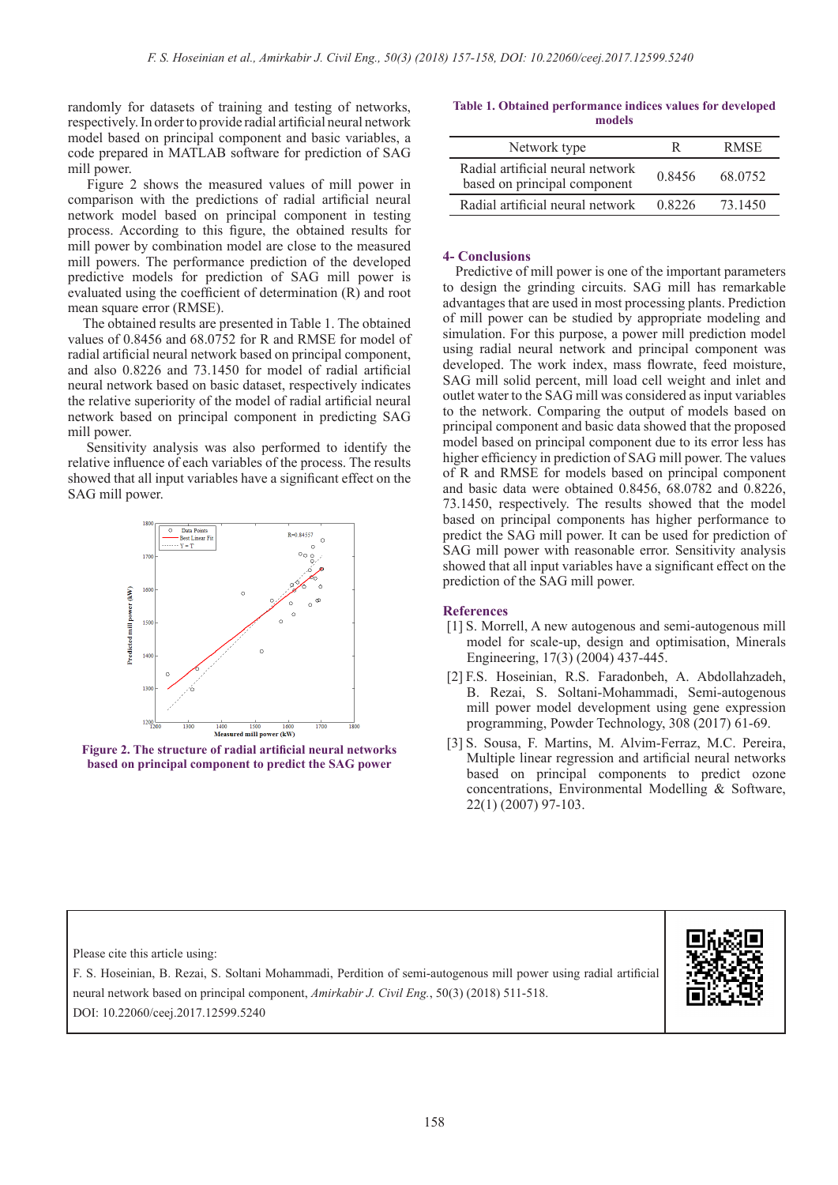randomly for datasets of training and testing of networks, respectively. In order to provide radial artificial neural network model based on principal component and basic variables, a code prepared in MATLAB software for prediction of SAG mill power.

Figure 2 shows the measured values of mill power in comparison with the predictions of radial artificial neural network model based on principal component in testing process. According to this figure, the obtained results for mill power by combination model are close to the measured mill powers. The performance prediction of the developed predictive models for prediction of SAG mill power is evaluated using the coefficient of determination (R) and root mean square error (RMSE).

The obtained results are presented in Table 1. The obtained values of 0.8456 and 68.0752 for R and RMSE for model of radial artificial neural network based on principal component, and also 0.8226 and 73.1450 for model of radial artificial neural network based on basic dataset, respectively indicates the relative superiority of the model of radial artificial neural network based on principal component in predicting SAG mill power.

Sensitivity analysis was also performed to identify the relative influence of each variables of the process. The results showed that all input variables have a significant effect on the SAG mill power.

Data Points
Best Linear Fit
Y = T
R=0.84557
Predicted mill power (kW)
Measured mill power (kW)
1200
1300
1400
1500
1600
1700
1800

**Figure 2. The structure of radial artificial neural networks based on principal component to predict the SAG power**

**Table 1. Obtained performance indices values for developed models**

| Network type | R | RMSE |
|---|---|---|
| Radial artificial neural network based on principal component | 0.8456 | 68.0752 |
| Radial artificial neural network | 0.8226 | 73.1450 |

## 4- Conclusions

Predictive of mill power is one of the important parameters to design the grinding circuits. SAG mill has remarkable advantages that are used in most processing plants. Prediction of mill power can be studied by appropriate modeling and simulation. For this purpose, a power mill prediction model using radial neural network and principal component was developed. The work index, mass flowrate, feed moisture, SAG mill solid percent, mill load cell weight and inlet and outlet water to the SAG mill was considered as input variables to the network. Comparing the output of models based on principal component and basic data showed that the proposed model based on principal component due to its error less has higher efficiency in prediction of SAG mill power. The values of R and RMSE for models based on principal component and basic data were obtained 0.8456, 68.0782 and 0.8226, 73.1450, respectively. The results showed that the model based on principal components has higher performance to predict the SAG mill power. It can be used for prediction of SAG mill power with reasonable error. Sensitivity analysis showed that all input variables have a significant effect on the prediction of the SAG mill power.

## References

[1] S. Morrell, A new autogenous and semi-autogenous mill model for scale-up, design and optimisation, Minerals Engineering, 17(3) (2004) 437-445.

[2] F.S. Hoseinian, R.S. Faradonbeh, A. Abdollahzadeh, B. Rezai, S. Soltani-Mohammadi, Semi-autogenous mill power model development using gene expression programming, Powder Technology, 308 (2017) 61-69.

[3] S. Sousa, F. Martins, M. Alvim-Ferraz, M.C. Pereira, Multiple linear regression and artificial neural networks based on principal components to predict ozone concentrations, Environmental Modelling & Software, 22(1) (2007) 97-103.

Please cite this article using:

F. S. Hoseinian, B. Rezai, S. Soltani Mohammadi, Perdition of semi-autogenous mill power using radial artificial neural network based on principal component, *Amirkabir J. Civil Eng.*, 50(3) (2018) 511-518.

DOI: 10.22060/ceej.2017.12599.5240